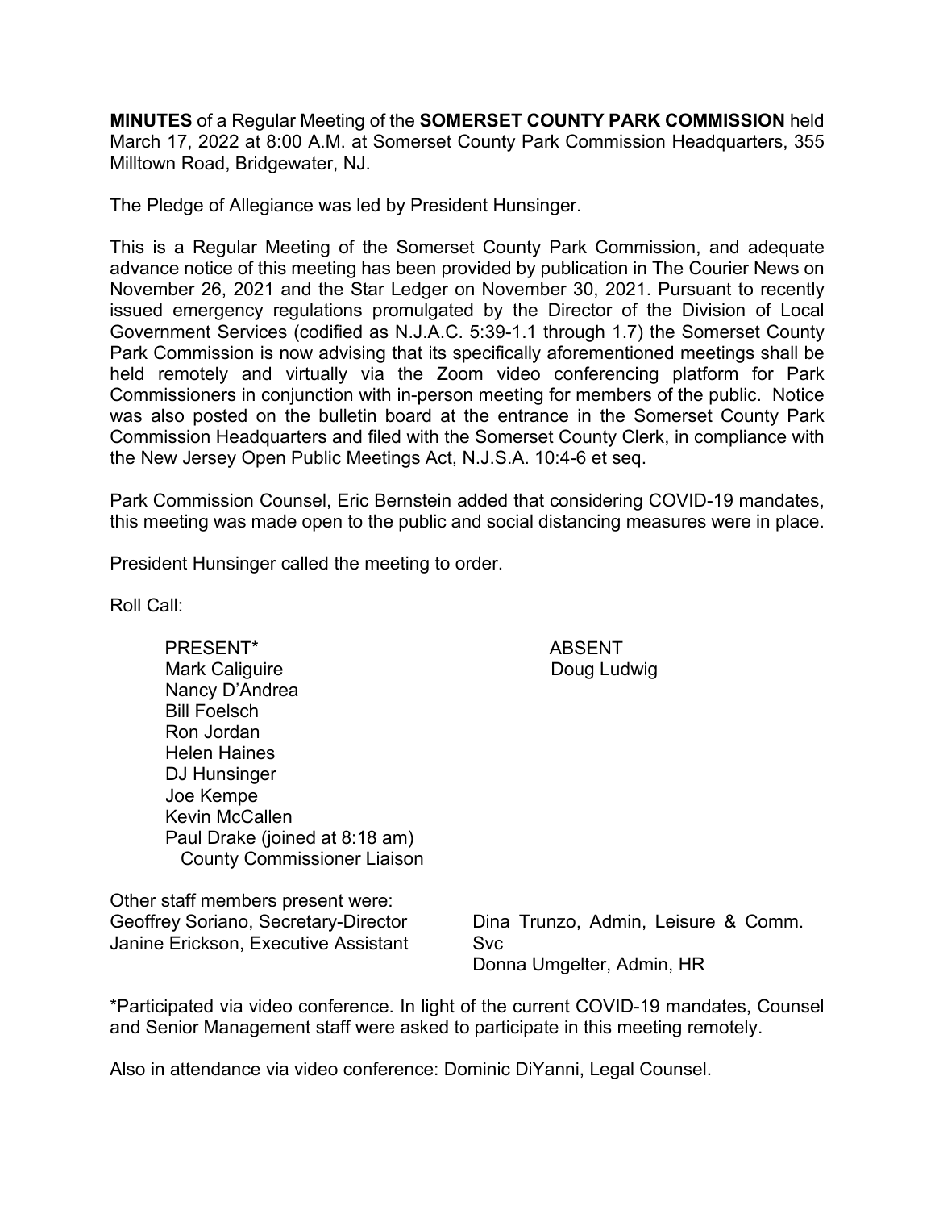**MINUTES** of a Regular Meeting of the **SOMERSET COUNTY PARK COMMISSION** held March 17, 2022 at 8:00 A.M. at Somerset County Park Commission Headquarters, 355 Milltown Road, Bridgewater, NJ.

The Pledge of Allegiance was led by President Hunsinger.

This is a Regular Meeting of the Somerset County Park Commission, and adequate advance notice of this meeting has been provided by publication in The Courier News on November 26, 2021 and the Star Ledger on November 30, 2021. Pursuant to recently issued emergency regulations promulgated by the Director of the Division of Local Government Services (codified as N.J.A.C. 5:39-1.1 through 1.7) the Somerset County Park Commission is now advising that its specifically aforementioned meetings shall be held remotely and virtually via the Zoom video conferencing platform for Park Commissioners in conjunction with in-person meeting for members of the public. Notice was also posted on the bulletin board at the entrance in the Somerset County Park Commission Headquarters and filed with the Somerset County Clerk, in compliance with the New Jersey Open Public Meetings Act, N.J.S.A. 10:4-6 et seq.

Park Commission Counsel, Eric Bernstein added that considering COVID-19 mandates, this meeting was made open to the public and social distancing measures were in place.

President Hunsinger called the meeting to order.

Roll Call:

| PRESENT* | ABSENT |
|---|---|
| Mark Caliguire | Doug Ludwig |
| Nancy D'Andrea | |
| Bill Foelsch | |
| Ron Jordan | |
| Helen Haines | |
| DJ Hunsinger | |
| Joe Kempe | |
| Kevin McCallen | |
| Paul Drake (joined at 8:18 am) County Commissioner Liaison | |

Other staff members present were:

Geoffrey Soriano, Secretary-Director
Janine Erickson, Executive Assistant
Dina Trunzo, Admin, Leisure & Comm. Svc
Donna Umgelter, Admin, HR

*Participated via video conference. In light of the current COVID-19 mandates, Counsel and Senior Management staff were asked to participate in this meeting remotely.

Also in attendance via video conference: Dominic DiYanni, Legal Counsel.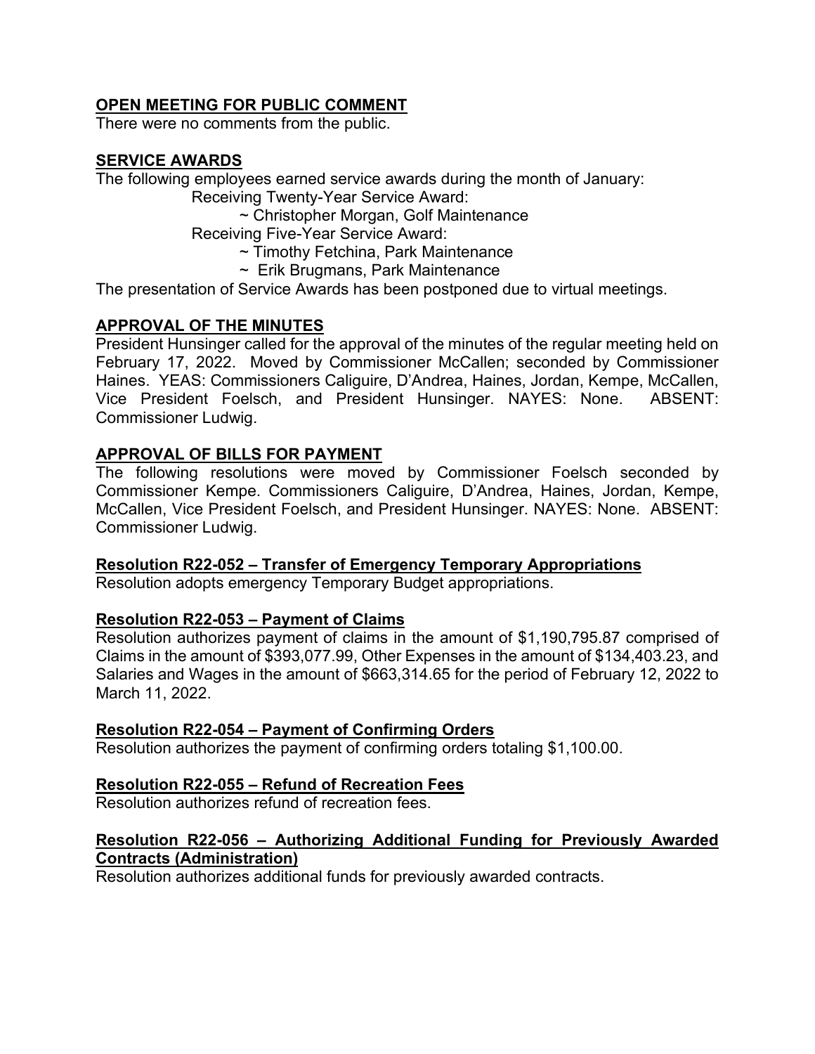## OPEN MEETING FOR PUBLIC COMMENT

There were no comments from the public.

## SERVICE AWARDS

The following employees earned service awards during the month of January:

Receiving Twenty-Year Service Award:

~ Christopher Morgan, Golf Maintenance

Receiving Five-Year Service Award:

~ Timothy Fetchina, Park Maintenance

~ Erik Brugmans, Park Maintenance

The presentation of Service Awards has been postponed due to virtual meetings.

## APPROVAL OF THE MINUTES

President Hunsinger called for the approval of the minutes of the regular meeting held on February 17, 2022. Moved by Commissioner McCallen; seconded by Commissioner Haines. YEAS: Commissioners Caliguire, D'Andrea, Haines, Jordan, Kempe, McCallen, Vice President Foelsch, and President Hunsinger. NAYES: None. ABSENT: Commissioner Ludwig.

## APPROVAL OF BILLS FOR PAYMENT

The following resolutions were moved by Commissioner Foelsch seconded by Commissioner Kempe. Commissioners Caliguire, D'Andrea, Haines, Jordan, Kempe, McCallen, Vice President Foelsch, and President Hunsinger. NAYES: None. ABSENT: Commissioner Ludwig.

### Resolution R22-052 – Transfer of Emergency Temporary Appropriations

Resolution adopts emergency Temporary Budget appropriations.

### Resolution R22-053 – Payment of Claims

Resolution authorizes payment of claims in the amount of $1,190,795.87 comprised of Claims in the amount of $393,077.99, Other Expenses in the amount of $134,403.23, and Salaries and Wages in the amount of $663,314.65 for the period of February 12, 2022 to March 11, 2022.

### Resolution R22-054 – Payment of Confirming Orders

Resolution authorizes the payment of confirming orders totaling $1,100.00.

### Resolution R22-055 – Refund of Recreation Fees

Resolution authorizes refund of recreation fees.

### Resolution R22-056 – Authorizing Additional Funding for Previously Awarded Contracts (Administration)

Resolution authorizes additional funds for previously awarded contracts.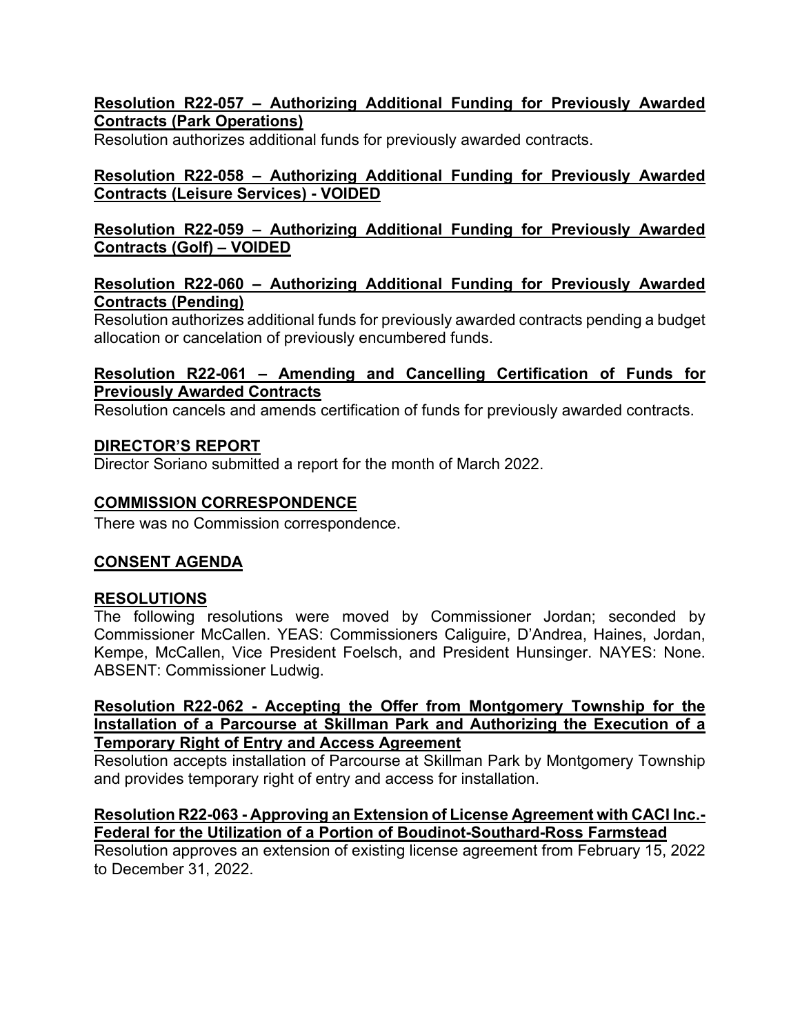**Resolution R22-057 – Authorizing Additional Funding for Previously Awarded Contracts (Park Operations)**

Resolution authorizes additional funds for previously awarded contracts.

**Resolution R22-058 – Authorizing Additional Funding for Previously Awarded Contracts (Leisure Services) - VOIDED**

**Resolution R22-059 – Authorizing Additional Funding for Previously Awarded Contracts (Golf) – VOIDED**

**Resolution R22-060 – Authorizing Additional Funding for Previously Awarded Contracts (Pending)**

Resolution authorizes additional funds for previously awarded contracts pending a budget allocation or cancelation of previously encumbered funds.

**Resolution R22-061 – Amending and Cancelling Certification of Funds for Previously Awarded Contracts**

Resolution cancels and amends certification of funds for previously awarded contracts.

## DIRECTOR'S REPORT

Director Soriano submitted a report for the month of March 2022.

## COMMISSION CORRESPONDENCE

There was no Commission correspondence.

## CONSENT AGENDA

## RESOLUTIONS

The following resolutions were moved by Commissioner Jordan; seconded by Commissioner McCallen. YEAS: Commissioners Caliguire, D'Andrea, Haines, Jordan, Kempe, McCallen, Vice President Foelsch, and President Hunsinger. NAYES: None. ABSENT: Commissioner Ludwig.

**Resolution R22-062 - Accepting the Offer from Montgomery Township for the Installation of a Parcourse at Skillman Park and Authorizing the Execution of a Temporary Right of Entry and Access Agreement**

Resolution accepts installation of Parcourse at Skillman Park by Montgomery Township and provides temporary right of entry and access for installation.

**Resolution R22-063 - Approving an Extension of License Agreement with CACI Inc.-Federal for the Utilization of a Portion of Boudinot-Southard-Ross Farmstead**

Resolution approves an extension of existing license agreement from February 15, 2022 to December 31, 2022.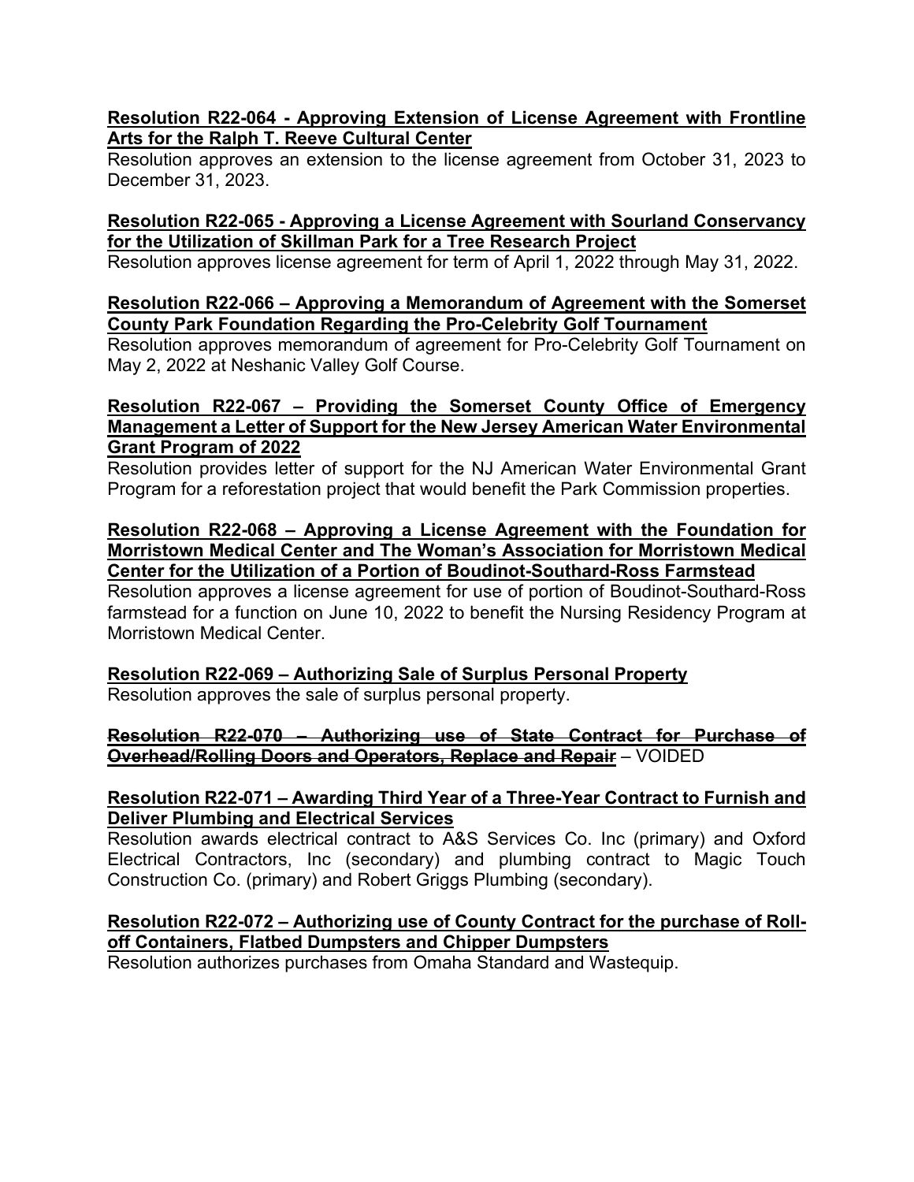**<u>Resolution R22-064 - Approving Extension of License Agreement with Frontline Arts for the Ralph T. Reeve Cultural Center</u>**
Resolution approves an extension to the license agreement from October 31, 2023 to December 31, 2023.

**<u>Resolution R22-065 - Approving a License Agreement with Sourland Conservancy for the Utilization of Skillman Park for a Tree Research Project</u>**
Resolution approves license agreement for term of April 1, 2022 through May 31, 2022.

**<u>Resolution R22-066 – Approving a Memorandum of Agreement with the Somerset County Park Foundation Regarding the Pro-Celebrity Golf Tournament</u>**
Resolution approves memorandum of agreement for Pro-Celebrity Golf Tournament on May 2, 2022 at Neshanic Valley Golf Course.

**<u>Resolution R22-067 – Providing the Somerset County Office of Emergency Management a Letter of Support for the New Jersey American Water Environmental Grant Program of 2022</u>**
Resolution provides letter of support for the NJ American Water Environmental Grant Program for a reforestation project that would benefit the Park Commission properties.

**<u>Resolution R22-068 – Approving a License Agreement with the Foundation for Morristown Medical Center and The Woman's Association for Morristown Medical Center for the Utilization of a Portion of Boudinot-Southard-Ross Farmstead</u>**
Resolution approves a license agreement for use of portion of Boudinot-Southard-Ross farmstead for a function on June 10, 2022 to benefit the Nursing Residency Program at Morristown Medical Center.

**<u>Resolution R22-069 – Authorizing Sale of Surplus Personal Property</u>**
Resolution approves the sale of surplus personal property.

**~~Resolution R22-070 – Authorizing use of State Contract for Purchase of Overhead/Rolling Doors and Operators, Replace and Repair~~** – VOIDED

**<u>Resolution R22-071 – Awarding Third Year of a Three-Year Contract to Furnish and Deliver Plumbing and Electrical Services</u>**
Resolution awards electrical contract to A&S Services Co. Inc (primary) and Oxford Electrical Contractors, Inc (secondary) and plumbing contract to Magic Touch Construction Co. (primary) and Robert Griggs Plumbing (secondary).

**<u>Resolution R22-072 – Authorizing use of County Contract for the purchase of Roll-off Containers, Flatbed Dumpsters and Chipper Dumpsters</u>**
Resolution authorizes purchases from Omaha Standard and Wastequip.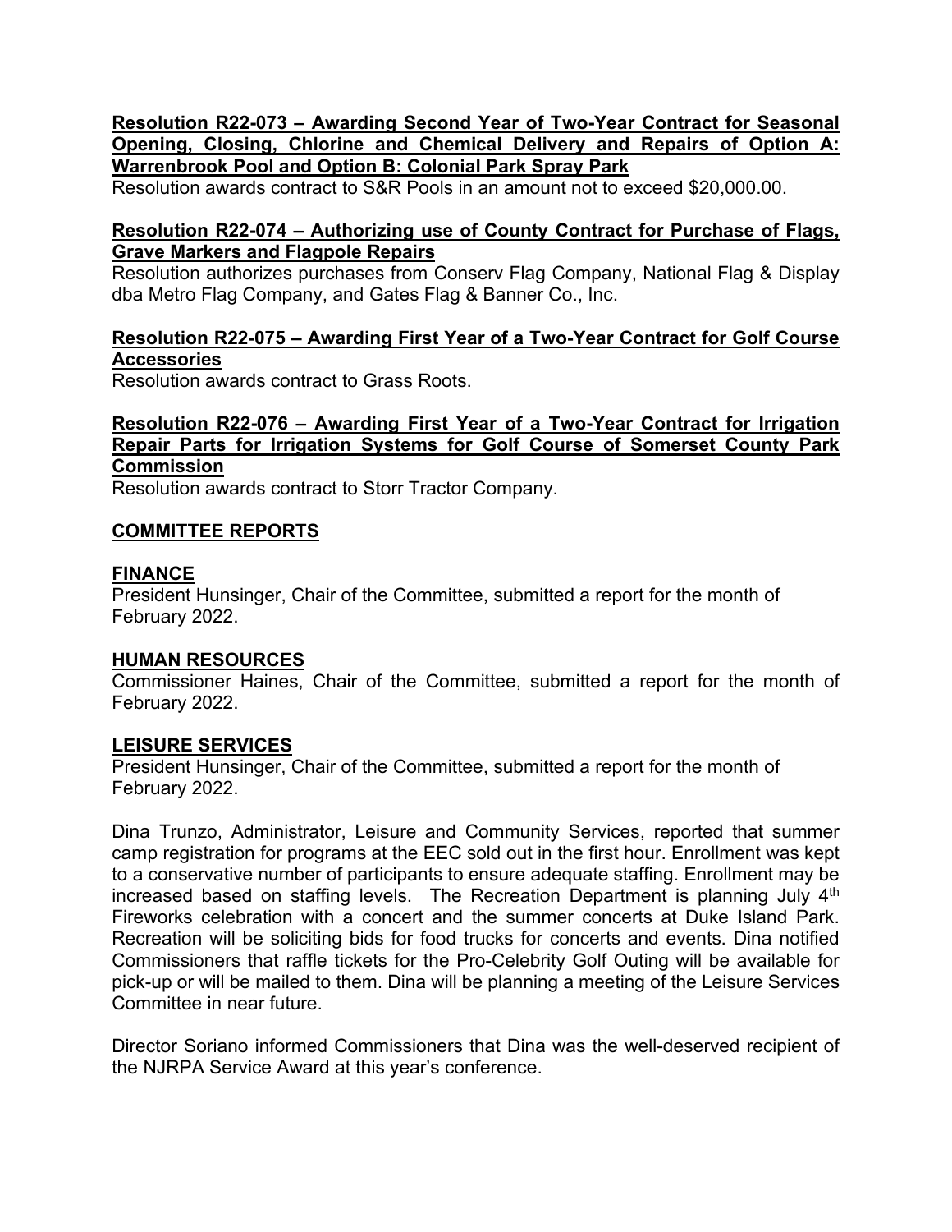**Resolution R22-073 – Awarding Second Year of Two-Year Contract for Seasonal Opening, Closing, Chlorine and Chemical Delivery and Repairs of Option A: Warrenbrook Pool and Option B: Colonial Park Spray Park**

Resolution awards contract to S&R Pools in an amount not to exceed $20,000.00.

**Resolution R22-074 – Authorizing use of County Contract for Purchase of Flags, Grave Markers and Flagpole Repairs**

Resolution authorizes purchases from Conserv Flag Company, National Flag & Display dba Metro Flag Company, and Gates Flag & Banner Co., Inc.

**Resolution R22-075 – Awarding First Year of a Two-Year Contract for Golf Course Accessories**

Resolution awards contract to Grass Roots.

**Resolution R22-076 – Awarding First Year of a Two-Year Contract for Irrigation Repair Parts for Irrigation Systems for Golf Course of Somerset County Park Commission**

Resolution awards contract to Storr Tractor Company.

## COMMITTEE REPORTS

### FINANCE

President Hunsinger, Chair of the Committee, submitted a report for the month of February 2022.

### HUMAN RESOURCES

Commissioner Haines, Chair of the Committee, submitted a report for the month of February 2022.

### LEISURE SERVICES

President Hunsinger, Chair of the Committee, submitted a report for the month of February 2022.

Dina Trunzo, Administrator, Leisure and Community Services, reported that summer camp registration for programs at the EEC sold out in the first hour. Enrollment was kept to a conservative number of participants to ensure adequate staffing. Enrollment may be increased based on staffing levels. The Recreation Department is planning July 4th Fireworks celebration with a concert and the summer concerts at Duke Island Park. Recreation will be soliciting bids for food trucks for concerts and events. Dina notified Commissioners that raffle tickets for the Pro-Celebrity Golf Outing will be available for pick-up or will be mailed to them. Dina will be planning a meeting of the Leisure Services Committee in near future.

Director Soriano informed Commissioners that Dina was the well-deserved recipient of the NJRPA Service Award at this year's conference.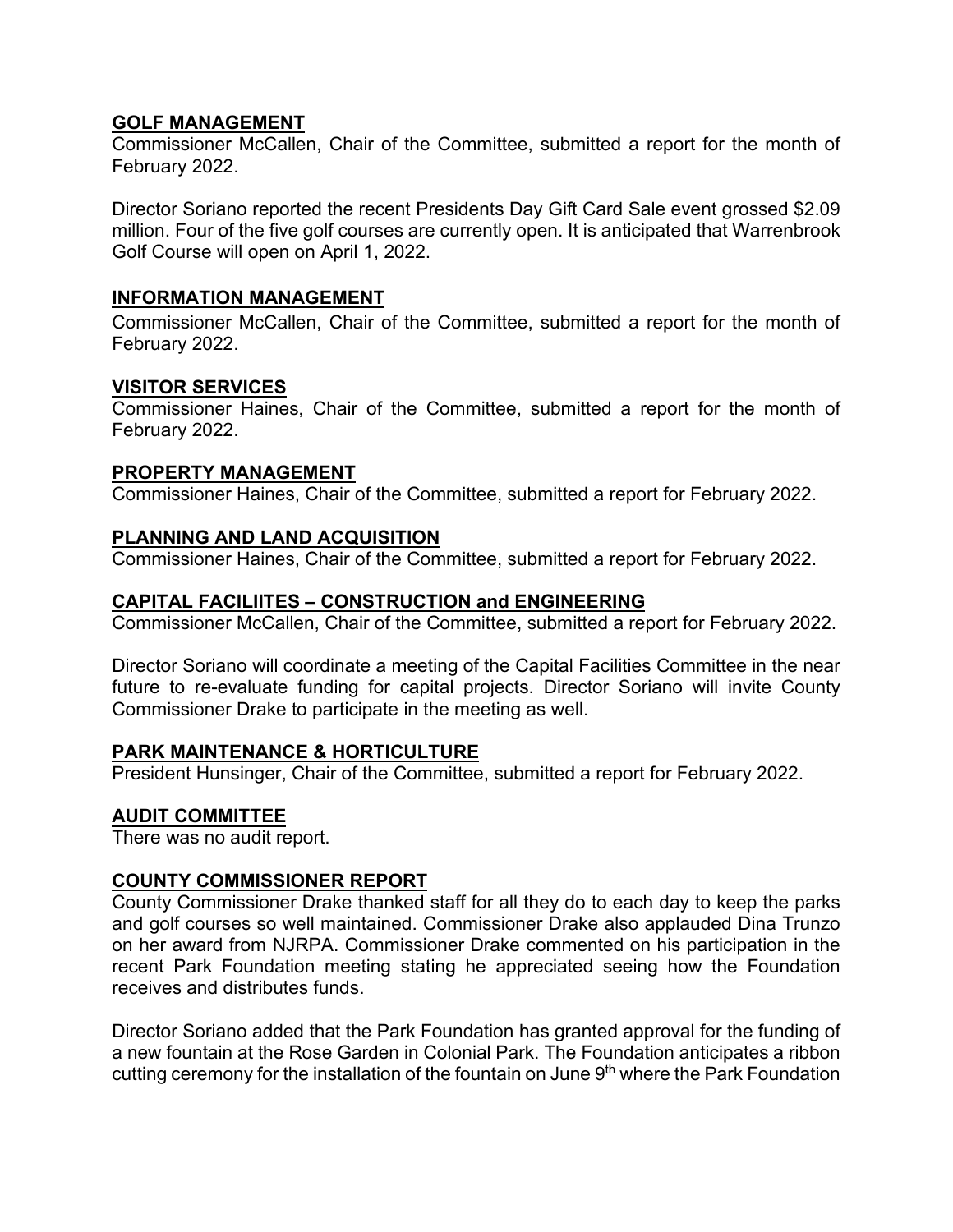**GOLF MANAGEMENT**

Commissioner McCallen, Chair of the Committee, submitted a report for the month of February 2022.

Director Soriano reported the recent Presidents Day Gift Card Sale event grossed $2.09 million. Four of the five golf courses are currently open. It is anticipated that Warrenbrook Golf Course will open on April 1, 2022.

**INFORMATION MANAGEMENT**

Commissioner McCallen, Chair of the Committee, submitted a report for the month of February 2022.

**VISITOR SERVICES**

Commissioner Haines, Chair of the Committee, submitted a report for the month of February 2022.

**PROPERTY MANAGEMENT**

Commissioner Haines, Chair of the Committee, submitted a report for February 2022.

**PLANNING AND LAND ACQUISITION**

Commissioner Haines, Chair of the Committee, submitted a report for February 2022.

**CAPITAL FACILIITES – CONSTRUCTION and ENGINEERING**

Commissioner McCallen, Chair of the Committee, submitted a report for February 2022.

Director Soriano will coordinate a meeting of the Capital Facilities Committee in the near future to re-evaluate funding for capital projects. Director Soriano will invite County Commissioner Drake to participate in the meeting as well.

**PARK MAINTENANCE & HORTICULTURE**

President Hunsinger, Chair of the Committee, submitted a report for February 2022.

**AUDIT COMMITTEE**

There was no audit report.

**COUNTY COMMISSIONER REPORT**

County Commissioner Drake thanked staff for all they do to each day to keep the parks and golf courses so well maintained. Commissioner Drake also applauded Dina Trunzo on her award from NJRPA. Commissioner Drake commented on his participation in the recent Park Foundation meeting stating he appreciated seeing how the Foundation receives and distributes funds.

Director Soriano added that the Park Foundation has granted approval for the funding of a new fountain at the Rose Garden in Colonial Park. The Foundation anticipates a ribbon cutting ceremony for the installation of the fountain on June 9th where the Park Foundation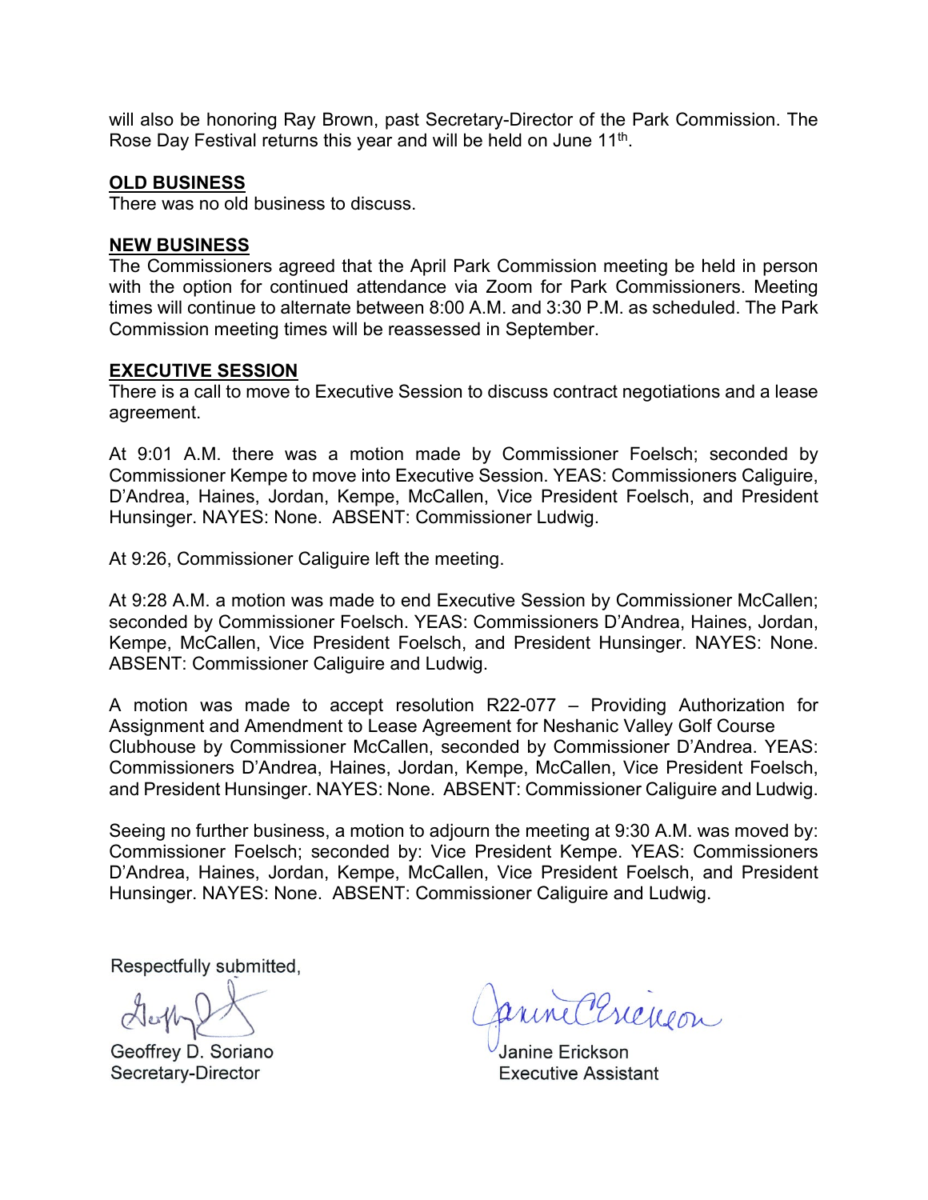will also be honoring Ray Brown, past Secretary-Director of the Park Commission. The Rose Day Festival returns this year and will be held on June 11th.

**OLD BUSINESS**

There was no old business to discuss.

**NEW BUSINESS**

The Commissioners agreed that the April Park Commission meeting be held in person with the option for continued attendance via Zoom for Park Commissioners. Meeting times will continue to alternate between 8:00 A.M. and 3:30 P.M. as scheduled. The Park Commission meeting times will be reassessed in September.

**EXECUTIVE SESSION**

There is a call to move to Executive Session to discuss contract negotiations and a lease agreement.

At 9:01 A.M. there was a motion made by Commissioner Foelsch; seconded by Commissioner Kempe to move into Executive Session. YEAS: Commissioners Caliguire, D'Andrea, Haines, Jordan, Kempe, McCallen, Vice President Foelsch, and President Hunsinger. NAYES: None. ABSENT: Commissioner Ludwig.

At 9:26, Commissioner Caliguire left the meeting.

At 9:28 A.M. a motion was made to end Executive Session by Commissioner McCallen; seconded by Commissioner Foelsch. YEAS: Commissioners D'Andrea, Haines, Jordan, Kempe, McCallen, Vice President Foelsch, and President Hunsinger. NAYES: None. ABSENT: Commissioner Caliguire and Ludwig.

A motion was made to accept resolution R22-077 – Providing Authorization for Assignment and Amendment to Lease Agreement for Neshanic Valley Golf Course Clubhouse by Commissioner McCallen, seconded by Commissioner D'Andrea. YEAS: Commissioners D'Andrea, Haines, Jordan, Kempe, McCallen, Vice President Foelsch, and President Hunsinger. NAYES: None. ABSENT: Commissioner Caliguire and Ludwig.

Seeing no further business, a motion to adjourn the meeting at 9:30 A.M. was moved by: Commissioner Foelsch; seconded by: Vice President Kempe. YEAS: Commissioners D'Andrea, Haines, Jordan, Kempe, McCallen, Vice President Foelsch, and President Hunsinger. NAYES: None. ABSENT: Commissioner Caliguire and Ludwig.

Respectfully submitted,

Geoffrey D. Soriano
Secretary-Director

Janine Erickson
Executive Assistant